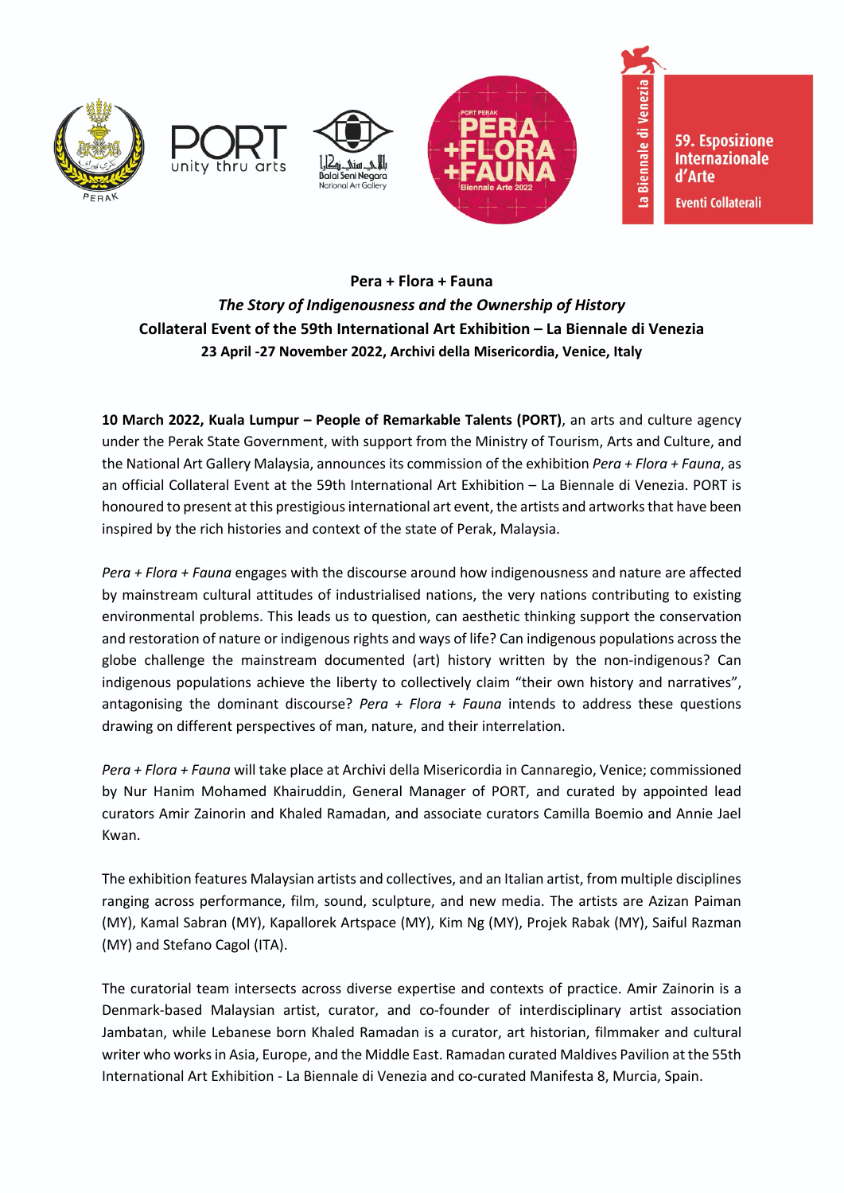**Pera + Flora + Fauna**

***The Story of Indigenousness and the Ownership of History***

**Collateral Event of the 59th International Art Exhibition – La Biennale di Venezia**

**23 April -27 November 2022, Archivi della Misericordia, Venice, Italy**

**10 March 2022, Kuala Lumpur – People of Remarkable Talents (PORT)**, an arts and culture agency under the Perak State Government, with support from the Ministry of Tourism, Arts and Culture, and the National Art Gallery Malaysia, announces its commission of the exhibition *Pera + Flora + Fauna*, as an official Collateral Event at the 59th International Art Exhibition – La Biennale di Venezia. PORT is honoured to present at this prestigious international art event, the artists and artworks that have been inspired by the rich histories and context of the state of Perak, Malaysia.

*Pera + Flora + Fauna* engages with the discourse around how indigenousness and nature are affected by mainstream cultural attitudes of industrialised nations, the very nations contributing to existing environmental problems. This leads us to question, can aesthetic thinking support the conservation and restoration of nature or indigenous rights and ways of life? Can indigenous populations across the globe challenge the mainstream documented (art) history written by the non-indigenous? Can indigenous populations achieve the liberty to collectively claim "their own history and narratives", antagonising the dominant discourse? *Pera + Flora + Fauna* intends to address these questions drawing on different perspectives of man, nature, and their interrelation.

*Pera + Flora + Fauna* will take place at Archivi della Misericordia in Cannaregio, Venice; commissioned by Nur Hanim Mohamed Khairuddin, General Manager of PORT, and curated by appointed lead curators Amir Zainorin and Khaled Ramadan, and associate curators Camilla Boemio and Annie Jael Kwan.

The exhibition features Malaysian artists and collectives, and an Italian artist, from multiple disciplines ranging across performance, film, sound, sculpture, and new media. The artists are Azizan Paiman (MY), Kamal Sabran (MY), Kapallorek Artspace (MY), Kim Ng (MY), Projek Rabak (MY), Saiful Razman (MY) and Stefano Cagol (ITA).

The curatorial team intersects across diverse expertise and contexts of practice. Amir Zainorin is a Denmark-based Malaysian artist, curator, and co-founder of interdisciplinary artist association Jambatan, while Lebanese born Khaled Ramadan is a curator, art historian, filmmaker and cultural writer who works in Asia, Europe, and the Middle East. Ramadan curated Maldives Pavilion at the 55th International Art Exhibition - La Biennale di Venezia and co-curated Manifesta 8, Murcia, Spain.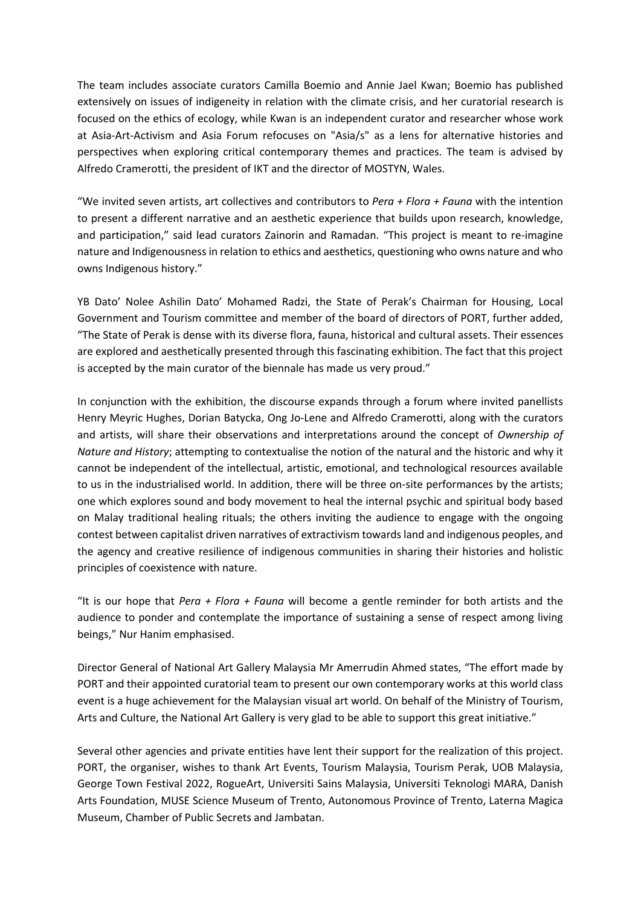The team includes associate curators Camilla Boemio and Annie Jael Kwan; Boemio has published extensively on issues of indigeneity in relation with the climate crisis, and her curatorial research is focused on the ethics of ecology, while Kwan is an independent curator and researcher whose work at Asia-Art-Activism and Asia Forum refocuses on "Asia/s" as a lens for alternative histories and perspectives when exploring critical contemporary themes and practices. The team is advised by Alfredo Cramerotti, the president of IKT and the director of MOSTYN, Wales.

"We invited seven artists, art collectives and contributors to *Pera + Flora + Fauna* with the intention to present a different narrative and an aesthetic experience that builds upon research, knowledge, and participation," said lead curators Zainorin and Ramadan. "This project is meant to re-imagine nature and Indigenousness in relation to ethics and aesthetics, questioning who owns nature and who owns Indigenous history."

YB Dato' Nolee Ashilin Dato' Mohamed Radzi, the State of Perak's Chairman for Housing, Local Government and Tourism committee and member of the board of directors of PORT, further added, "The State of Perak is dense with its diverse flora, fauna, historical and cultural assets. Their essences are explored and aesthetically presented through this fascinating exhibition. The fact that this project is accepted by the main curator of the biennale has made us very proud."

In conjunction with the exhibition, the discourse expands through a forum where invited panellists Henry Meyric Hughes, Dorian Batycka, Ong Jo-Lene and Alfredo Cramerotti, along with the curators and artists, will share their observations and interpretations around the concept of *Ownership of Nature and History*; attempting to contextualise the notion of the natural and the historic and why it cannot be independent of the intellectual, artistic, emotional, and technological resources available to us in the industrialised world. In addition, there will be three on-site performances by the artists; one which explores sound and body movement to heal the internal psychic and spiritual body based on Malay traditional healing rituals; the others inviting the audience to engage with the ongoing contest between capitalist driven narratives of extractivism towards land and indigenous peoples, and the agency and creative resilience of indigenous communities in sharing their histories and holistic principles of coexistence with nature.

"It is our hope that *Pera + Flora + Fauna* will become a gentle reminder for both artists and the audience to ponder and contemplate the importance of sustaining a sense of respect among living beings," Nur Hanim emphasised.

Director General of National Art Gallery Malaysia Mr Amerrudin Ahmed states, "The effort made by PORT and their appointed curatorial team to present our own contemporary works at this world class event is a huge achievement for the Malaysian visual art world. On behalf of the Ministry of Tourism, Arts and Culture, the National Art Gallery is very glad to be able to support this great initiative."

Several other agencies and private entities have lent their support for the realization of this project. PORT, the organiser, wishes to thank Art Events, Tourism Malaysia, Tourism Perak, UOB Malaysia, George Town Festival 2022, RogueArt, Universiti Sains Malaysia, Universiti Teknologi MARA, Danish Arts Foundation, MUSE Science Museum of Trento, Autonomous Province of Trento, Laterna Magica Museum, Chamber of Public Secrets and Jambatan.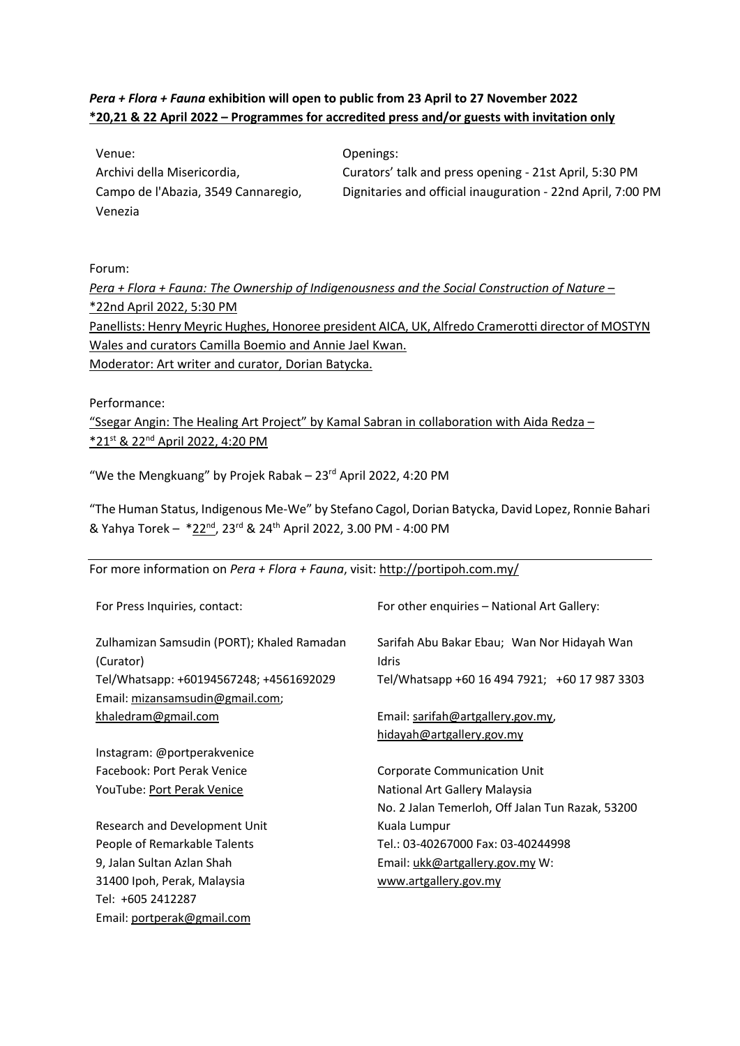***Pera + Flora + Fauna* exhibition will open to public from 23 April to 27 November 2022**
**\*20,21 & 22 April 2022 – Programmes for accredited press and/or guests with invitation only**

Venue:
Archivi della Misericordia,
Campo de l'Abazia, 3549 Cannaregio,
Venezia

Openings:
Curators' talk and press opening - 21st April, 5:30 PM
Dignitaries and official inauguration - 22nd April, 7:00 PM

Forum:

*Pera + Flora + Fauna: The Ownership of Indigenousness and the Social Construction of Nature* –
\*22nd April 2022, 5:30 PM
Panellists: Henry Meyric Hughes, Honoree president AICA, UK, Alfredo Cramerotti director of MOSTYN Wales and curators Camilla Boemio and Annie Jael Kwan.
Moderator: Art writer and curator, Dorian Batycka.

Performance:

"Ssegar Angin: The Healing Art Project" by Kamal Sabran in collaboration with Aida Redza –
\*21st & 22nd April 2022, 4:20 PM

"We the Mengkuang" by Projek Rabak – 23rd April 2022, 4:20 PM

"The Human Status, Indigenous Me-We" by Stefano Cagol, Dorian Batycka, David Lopez, Ronnie Bahari & Yahya Torek – \*22nd, 23rd & 24th April 2022, 3.00 PM - 4:00 PM

---

For more information on *Pera + Flora + Fauna*, visit: http://portipoh.com.my/

For Press Inquiries, contact:

Zulhamizan Samsudin (PORT); Khaled Ramadan (Curator)
Tel/Whatsapp: +60194567248; +4561692029
Email: mizansamsudin@gmail.com; khaledram@gmail.com

Instagram: @portperakvenice
Facebook: Port Perak Venice
YouTube: Port Perak Venice

Research and Development Unit
People of Remarkable Talents
9, Jalan Sultan Azlan Shah
31400 Ipoh, Perak, Malaysia
Tel: +605 2412287
Email: portperak@gmail.com

For other enquiries – National Art Gallery:

Sarifah Abu Bakar Ebau; Wan Nor Hidayah Wan Idris
Tel/Whatsapp +60 16 494 7921; +60 17 987 3303

Email: sarifah@artgallery.gov.my, hidayah@artgallery.gov.my

Corporate Communication Unit
National Art Gallery Malaysia
No. 2 Jalan Temerloh, Off Jalan Tun Razak, 53200 Kuala Lumpur
Tel.: 03-40267000 Fax: 03-40244998
Email: ukk@artgallery.gov.my W: www.artgallery.gov.my